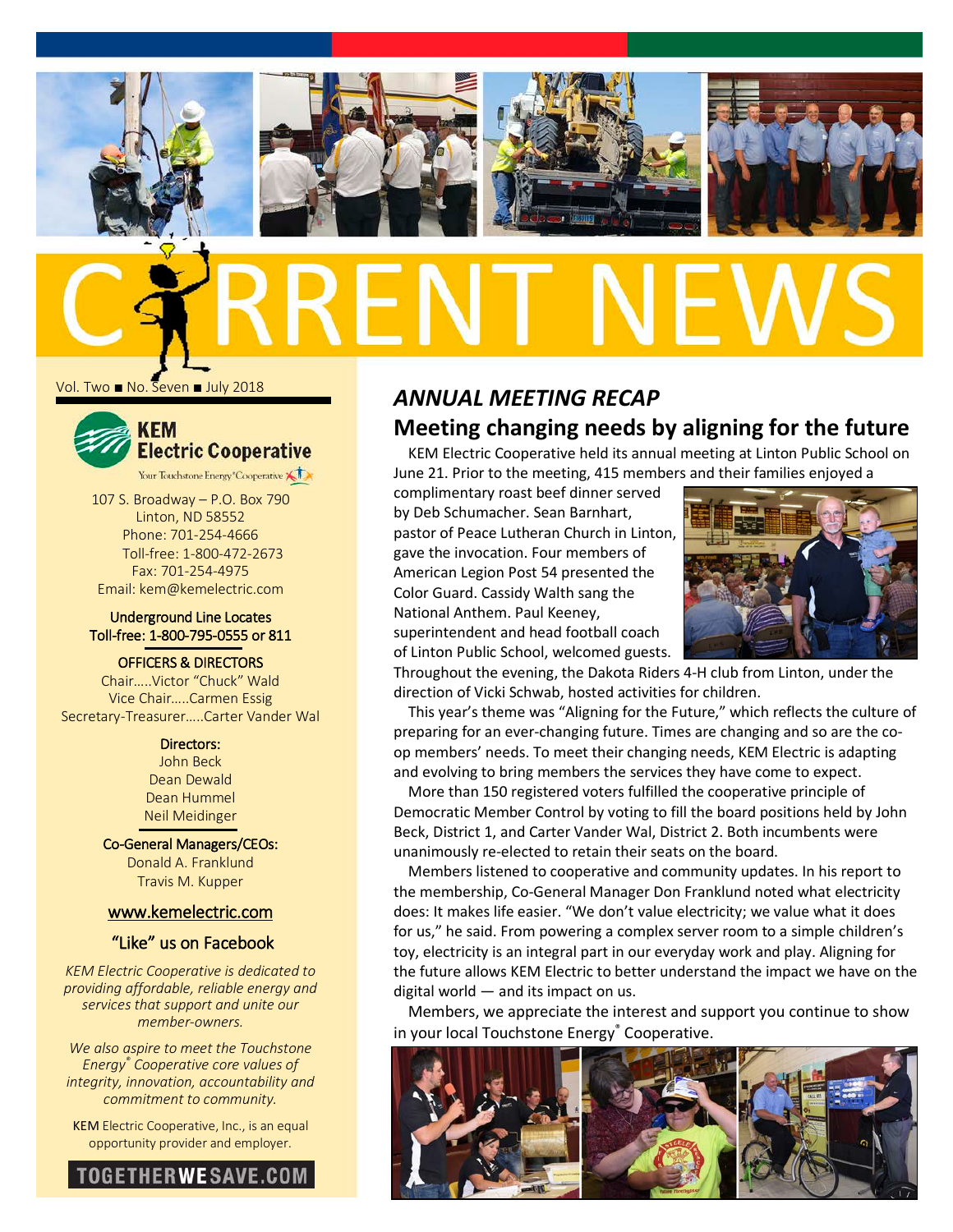# CURRENT NEWS

Vol. Two ■ No. Seven ■ July 2018

**KEM Electric Cooperative**

Your Touchstone Energy® Cooperative

107 S. Broadway – P.O. Box 790
Linton, ND 58552
Phone: 701-254-4666
Toll-free: 1-800-472-2673
Fax: 701-254-4975
Email: kem@kemelectric.com

Underground Line Locates
Toll-free: 1-800-795-0555 or 811

OFFICERS & DIRECTORS

Chair.....Victor "Chuck" Wald
Vice Chair.....Carmen Essig
Secretary-Treasurer.....Carter Vander Wal

Directors:
John Beck
Dean Dewald
Dean Hummel
Neil Meidinger

Co-General Managers/CEOs:
Donald A. Franklund
Travis M. Kupper

www.kemelectric.com

"Like" us on Facebook

*KEM Electric Cooperative is dedicated to providing affordable, reliable energy and services that support and unite our member-owners.*

*We also aspire to meet the Touchstone Energy® Cooperative core values of integrity, innovation, accountability and commitment to community.*

KEM Electric Cooperative, Inc., is an equal opportunity provider and employer.

TOGETHERWESAVE.COM

## *ANNUAL MEETING RECAP*

## Meeting changing needs by aligning for the future

KEM Electric Cooperative held its annual meeting at Linton Public School on June 21. Prior to the meeting, 415 members and their families enjoyed a complimentary roast beef dinner served by Deb Schumacher. Sean Barnhart, pastor of Peace Lutheran Church in Linton, gave the invocation. Four members of American Legion Post 54 presented the Color Guard. Cassidy Walth sang the National Anthem. Paul Keeney, superintendent and head football coach of Linton Public School, welcomed guests. Throughout the evening, the Dakota Riders 4-H club from Linton, under the direction of Vicki Schwab, hosted activities for children.

This year's theme was "Aligning for the Future," which reflects the culture of preparing for an ever-changing future. Times are changing and so are the co-op members' needs. To meet their changing needs, KEM Electric is adapting and evolving to bring members the services they have come to expect.

More than 150 registered voters fulfilled the cooperative principle of Democratic Member Control by voting to fill the board positions held by John Beck, District 1, and Carter Vander Wal, District 2. Both incumbents were unanimously re-elected to retain their seats on the board.

Members listened to cooperative and community updates. In his report to the membership, Co-General Manager Don Franklund noted what electricity does: It makes life easier. "We don't value electricity; we value what it does for us," he said. From powering a complex server room to a simple children's toy, electricity is an integral part in our everyday work and play. Aligning for the future allows KEM Electric to better understand the impact we have on the digital world — and its impact on us.

Members, we appreciate the interest and support you continue to show in your local Touchstone Energy® Cooperative.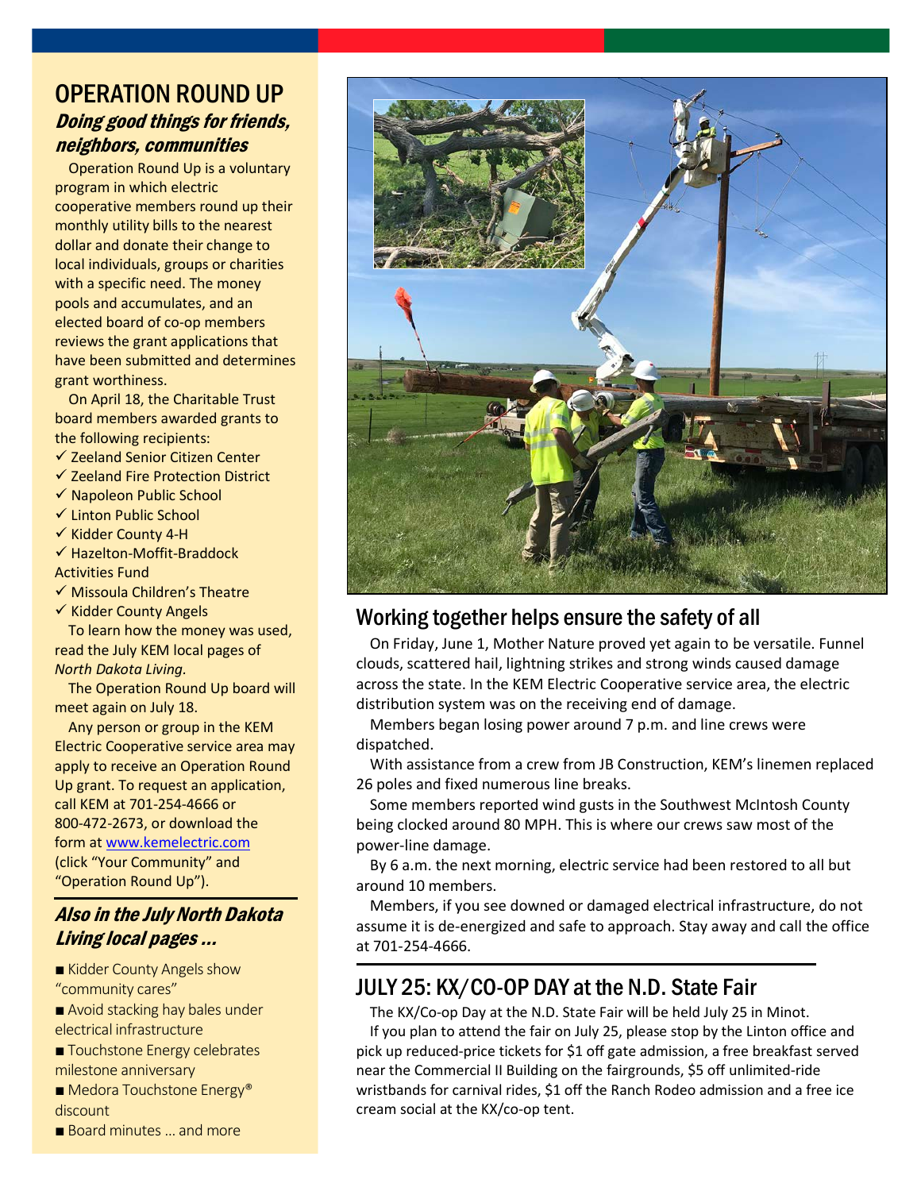# OPERATION ROUND UP

## *Doing good things for friends, neighbors, communities*

Operation Round Up is a voluntary program in which electric cooperative members round up their monthly utility bills to the nearest dollar and donate their change to local individuals, groups or charities with a specific need. The money pools and accumulates, and an elected board of co-op members reviews the grant applications that have been submitted and determines grant worthiness.

On April 18, the Charitable Trust board members awarded grants to the following recipients:

- ✓ Zeeland Senior Citizen Center
- ✓ Zeeland Fire Protection District
- ✓ Napoleon Public School
- ✓ Linton Public School
- ✓ Kidder County 4-H
- ✓ Hazelton-Moffit-Braddock Activities Fund
- ✓ Missoula Children's Theatre
- ✓ Kidder County Angels

To learn how the money was used, read the July KEM local pages of *North Dakota Living.*

The Operation Round Up board will meet again on July 18.

Any person or group in the KEM Electric Cooperative service area may apply to receive an Operation Round Up grant. To request an application, call KEM at 701-254-4666 or 800-472-2673, or download the form at www.kemelectric.com (click "Your Community" and "Operation Round Up").

## *Also in the July North Dakota Living local pages ...*

- Kidder County Angels show "community cares"
- Avoid stacking hay bales under electrical infrastructure
- Touchstone Energy celebrates milestone anniversary
- Medora Touchstone Energy® discount
- Board minutes ... and more

# Working together helps ensure the safety of all

On Friday, June 1, Mother Nature proved yet again to be versatile. Funnel clouds, scattered hail, lightning strikes and strong winds caused damage across the state. In the KEM Electric Cooperative service area, the electric distribution system was on the receiving end of damage.

Members began losing power around 7 p.m. and line crews were dispatched.

With assistance from a crew from JB Construction, KEM's linemen replaced 26 poles and fixed numerous line breaks.

Some members reported wind gusts in the Southwest McIntosh County being clocked around 80 MPH. This is where our crews saw most of the power-line damage.

By 6 a.m. the next morning, electric service had been restored to all but around 10 members.

Members, if you see downed or damaged electrical infrastructure, do not assume it is de-energized and safe to approach. Stay away and call the office at 701-254-4666.

# JULY 25: KX/CO-OP DAY at the N.D. State Fair

The KX/Co-op Day at the N.D. State Fair will be held July 25 in Minot.

If you plan to attend the fair on July 25, please stop by the Linton office and pick up reduced-price tickets for $1 off gate admission, a free breakfast served near the Commercial II Building on the fairgrounds, $5 off unlimited-ride wristbands for carnival rides, $1 off the Ranch Rodeo admission and a free ice cream social at the KX/co-op tent.